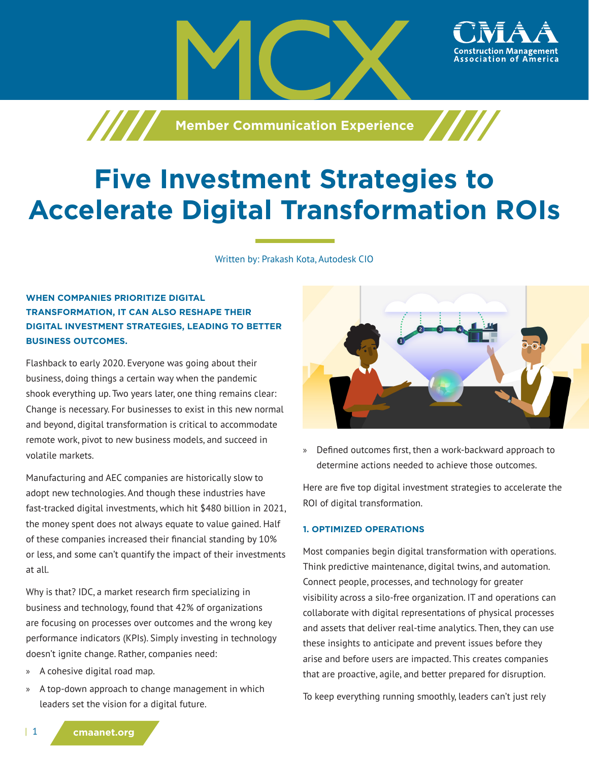# Five Investment Strategies to Accelerate Digital Transformation ROIs

Written by: Prakash Kota, Autodesk CIO

**WHEN COMPANIES PRIORITIZE DIGITAL TRANSFORMATION, IT CAN ALSO RESHAPE THEIR DIGITAL INVESTMENT STRATEGIES, LEADING TO BETTER BUSINESS OUTCOMES.**

Flashback to early 2020. Everyone was going about their business, doing things a certain way when the pandemic shook everything up. Two years later, one thing remains clear: Change is necessary. For businesses to exist in this new normal and beyond, digital transformation is critical to accommodate remote work, pivot to new business models, and succeed in volatile markets.

Manufacturing and AEC companies are historically slow to adopt new technologies. And though these industries have fast-tracked digital investments, which hit $480 billion in 2021, the money spent does not always equate to value gained. Half of these companies increased their financial standing by 10% or less, and some can't quantify the impact of their investments at all.

Why is that? IDC, a market research firm specializing in business and technology, found that 42% of organizations are focusing on processes over outcomes and the wrong key performance indicators (KPIs). Simply investing in technology doesn't ignite change. Rather, companies need:

- A cohesive digital road map.
- A top-down approach to change management in which leaders set the vision for a digital future.
- Defined outcomes first, then a work-backward approach to determine actions needed to achieve those outcomes.

Here are five top digital investment strategies to accelerate the ROI of digital transformation.

### 1. OPTIMIZED OPERATIONS

Most companies begin digital transformation with operations. Think predictive maintenance, digital twins, and automation. Connect people, processes, and technology for greater visibility across a silo-free organization. IT and operations can collaborate with digital representations of physical processes and assets that deliver real-time analytics. Then, they can use these insights to anticipate and prevent issues before they arise and before users are impacted. This creates companies that are proactive, agile, and better prepared for disruption.

To keep everything running smoothly, leaders can't just rely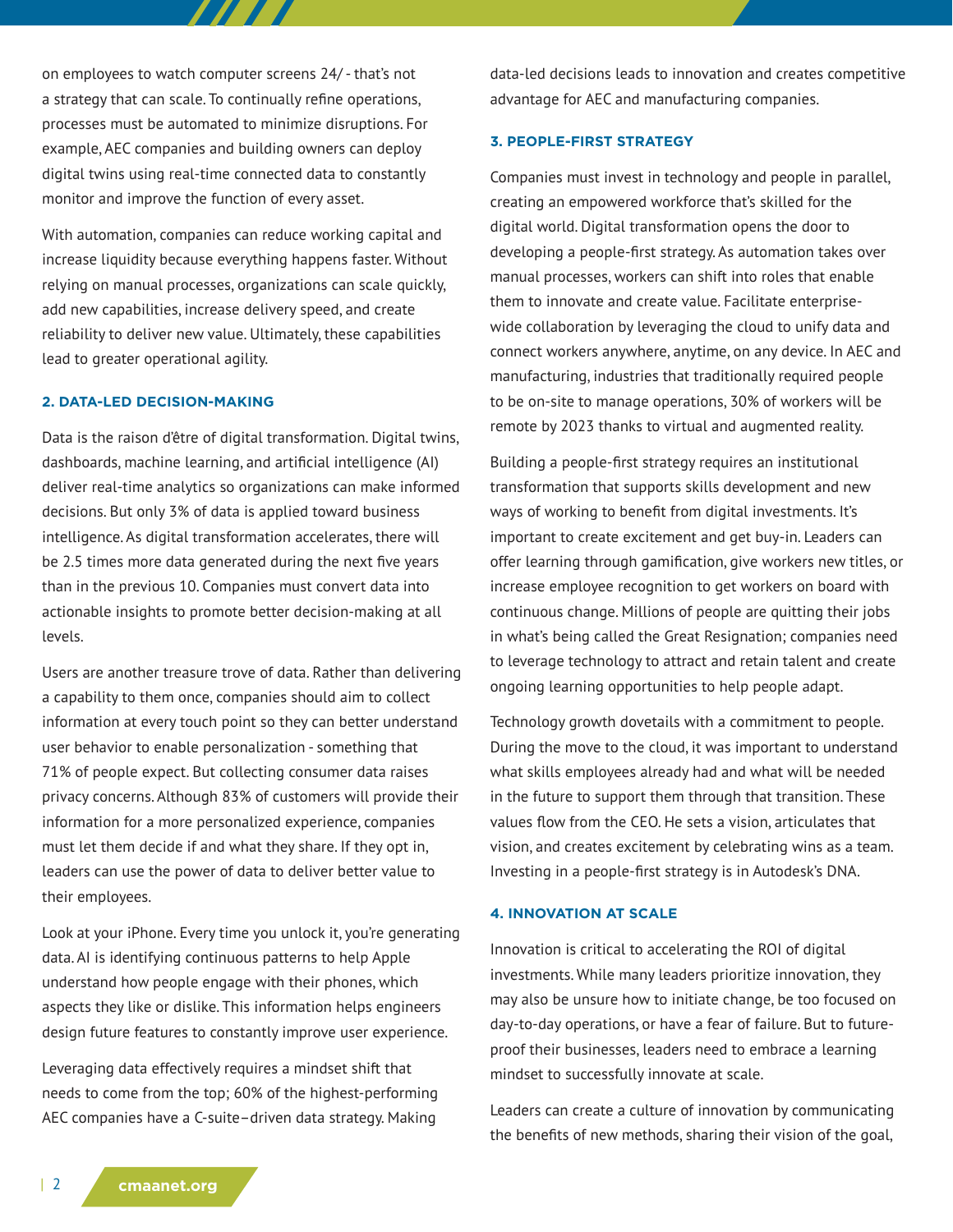on employees to watch computer screens 24/ - that's not a strategy that can scale. To continually refine operations, processes must be automated to minimize disruptions. For example, AEC companies and building owners can deploy digital twins using real-time connected data to constantly monitor and improve the function of every asset.

With automation, companies can reduce working capital and increase liquidity because everything happens faster. Without relying on manual processes, organizations can scale quickly, add new capabilities, increase delivery speed, and create reliability to deliver new value. Ultimately, these capabilities lead to greater operational agility.

### 2. DATA-LED DECISION-MAKING

Data is the raison d'être of digital transformation. Digital twins, dashboards, machine learning, and artificial intelligence (AI) deliver real-time analytics so organizations can make informed decisions. But only 3% of data is applied toward business intelligence. As digital transformation accelerates, there will be 2.5 times more data generated during the next five years than in the previous 10. Companies must convert data into actionable insights to promote better decision-making at all levels.

Users are another treasure trove of data. Rather than delivering a capability to them once, companies should aim to collect information at every touch point so they can better understand user behavior to enable personalization - something that 71% of people expect. But collecting consumer data raises privacy concerns. Although 83% of customers will provide their information for a more personalized experience, companies must let them decide if and what they share. If they opt in, leaders can use the power of data to deliver better value to their employees.

Look at your iPhone. Every time you unlock it, you're generating data. AI is identifying continuous patterns to help Apple understand how people engage with their phones, which aspects they like or dislike. This information helps engineers design future features to constantly improve user experience.

Leveraging data effectively requires a mindset shift that needs to come from the top; 60% of the highest-performing AEC companies have a C-suite–driven data strategy. Making data-led decisions leads to innovation and creates competitive advantage for AEC and manufacturing companies.

### 3. PEOPLE-FIRST STRATEGY

Companies must invest in technology and people in parallel, creating an empowered workforce that's skilled for the digital world. Digital transformation opens the door to developing a people-first strategy. As automation takes over manual processes, workers can shift into roles that enable them to innovate and create value. Facilitate enterprise-wide collaboration by leveraging the cloud to unify data and connect workers anywhere, anytime, on any device. In AEC and manufacturing, industries that traditionally required people to be on-site to manage operations, 30% of workers will be remote by 2023 thanks to virtual and augmented reality.

Building a people-first strategy requires an institutional transformation that supports skills development and new ways of working to benefit from digital investments. It's important to create excitement and get buy-in. Leaders can offer learning through gamification, give workers new titles, or increase employee recognition to get workers on board with continuous change. Millions of people are quitting their jobs in what's being called the Great Resignation; companies need to leverage technology to attract and retain talent and create ongoing learning opportunities to help people adapt.

Technology growth dovetails with a commitment to people. During the move to the cloud, it was important to understand what skills employees already had and what will be needed in the future to support them through that transition. These values flow from the CEO. He sets a vision, articulates that vision, and creates excitement by celebrating wins as a team. Investing in a people-first strategy is in Autodesk's DNA.

### 4. INNOVATION AT SCALE

Innovation is critical to accelerating the ROI of digital investments. While many leaders prioritize innovation, they may also be unsure how to initiate change, be too focused on day-to-day operations, or have a fear of failure. But to future-proof their businesses, leaders need to embrace a learning mindset to successfully innovate at scale.

Leaders can create a culture of innovation by communicating the benefits of new methods, sharing their vision of the goal,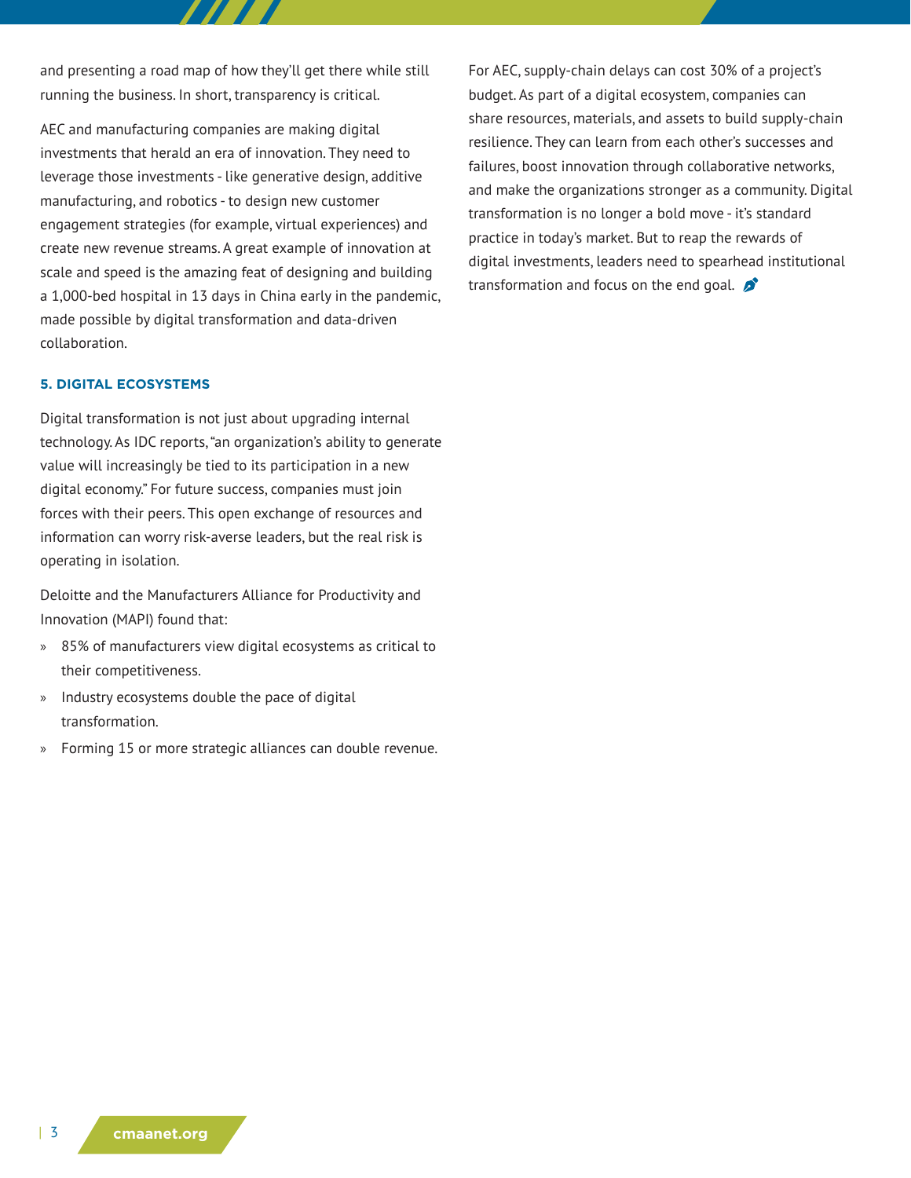and presenting a road map of how they'll get there while still running the business. In short, transparency is critical.

AEC and manufacturing companies are making digital investments that herald an era of innovation. They need to leverage those investments - like generative design, additive manufacturing, and robotics - to design new customer engagement strategies (for example, virtual experiences) and create new revenue streams. A great example of innovation at scale and speed is the amazing feat of designing and building a 1,000-bed hospital in 13 days in China early in the pandemic, made possible by digital transformation and data-driven collaboration.

### 5. DIGITAL ECOSYSTEMS

Digital transformation is not just about upgrading internal technology. As IDC reports, "an organization's ability to generate value will increasingly be tied to its participation in a new digital economy." For future success, companies must join forces with their peers. This open exchange of resources and information can worry risk-averse leaders, but the real risk is operating in isolation.

Deloitte and the Manufacturers Alliance for Productivity and Innovation (MAPI) found that:

- 85% of manufacturers view digital ecosystems as critical to their competitiveness.
- Industry ecosystems double the pace of digital transformation.
- Forming 15 or more strategic alliances can double revenue.

For AEC, supply-chain delays can cost 30% of a project's budget. As part of a digital ecosystem, companies can share resources, materials, and assets to build supply-chain resilience. They can learn from each other's successes and failures, boost innovation through collaborative networks, and make the organizations stronger as a community. Digital transformation is no longer a bold move - it's standard practice in today's market. But to reap the rewards of digital investments, leaders need to spearhead institutional transformation and focus on the end goal.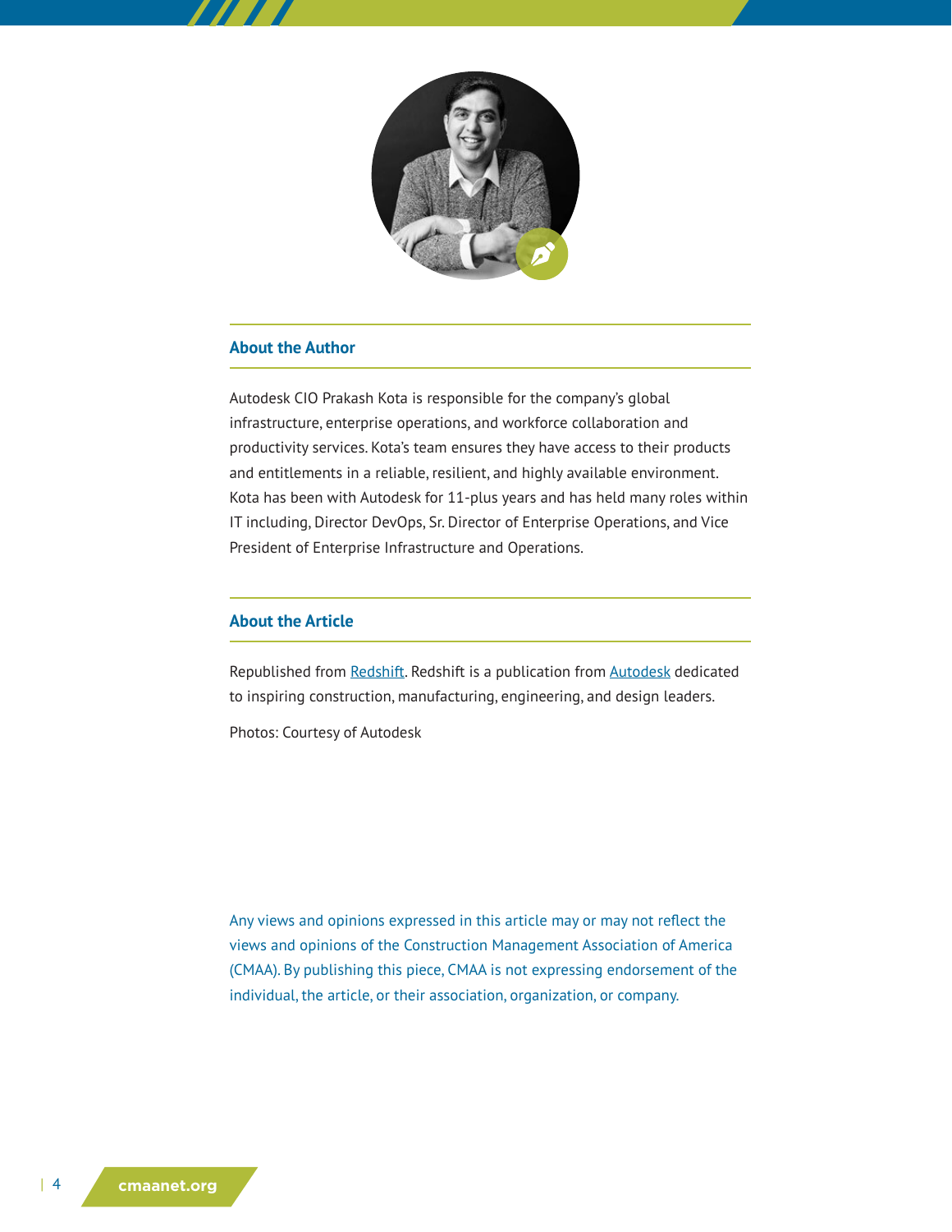## About the Author

Autodesk CIO Prakash Kota is responsible for the company's global infrastructure, enterprise operations, and workforce collaboration and productivity services. Kota's team ensures they have access to their products and entitlements in a reliable, resilient, and highly available environment. Kota has been with Autodesk for 11-plus years and has held many roles within IT including, Director DevOps, Sr. Director of Enterprise Operations, and Vice President of Enterprise Infrastructure and Operations.

## About the Article

Republished from Redshift. Redshift is a publication from Autodesk dedicated to inspiring construction, manufacturing, engineering, and design leaders.

Photos: Courtesy of Autodesk

Any views and opinions expressed in this article may or may not reflect the views and opinions of the Construction Management Association of America (CMAA). By publishing this piece, CMAA is not expressing endorsement of the individual, the article, or their association, organization, or company.